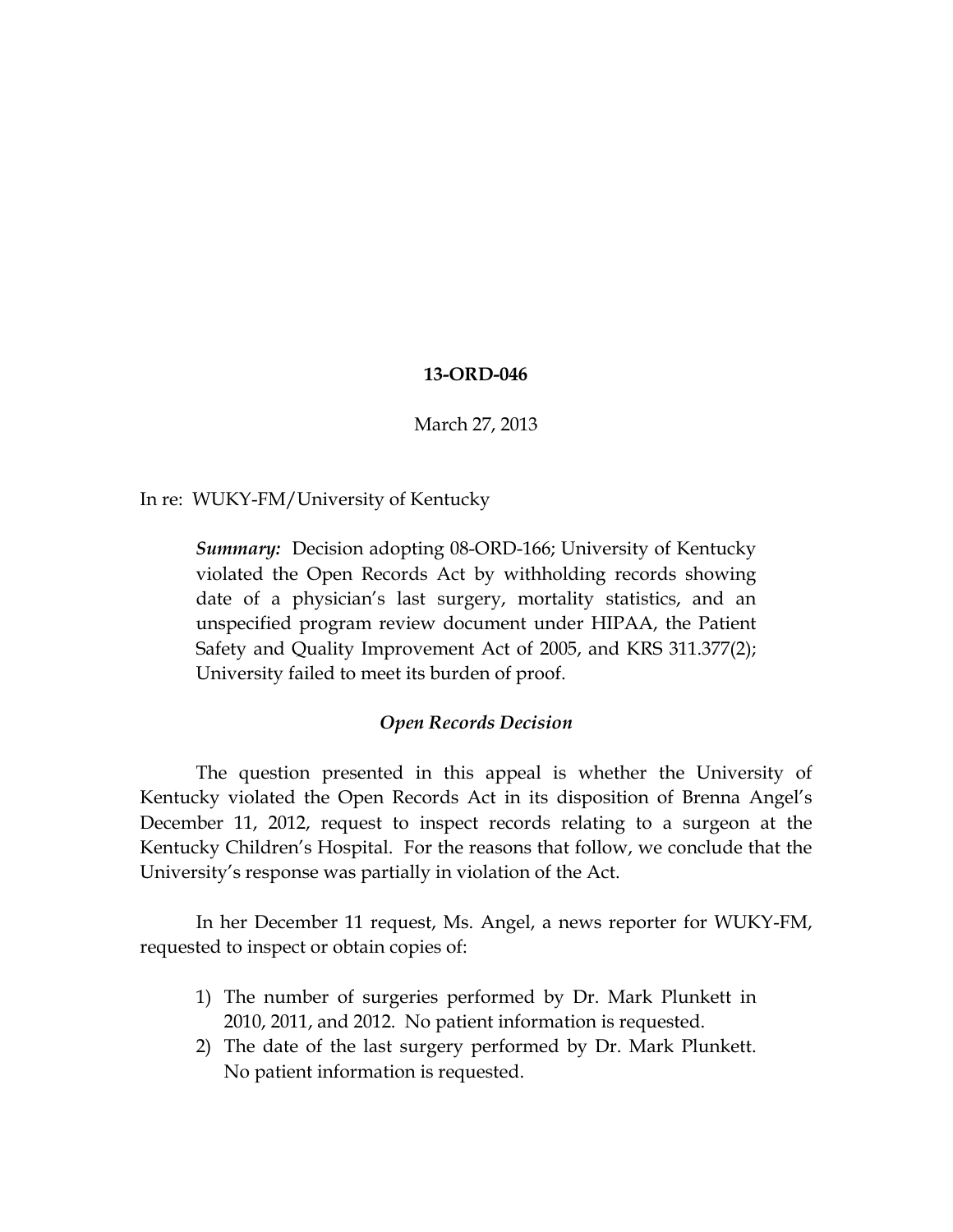**13-ORD-046**

March 27, 2013

In re: WUKY-FM/University of Kentucky

> ***Summary:*** Decision adopting 08-ORD-166; University of Kentucky violated the Open Records Act by withholding records showing date of a physician's last surgery, mortality statistics, and an unspecified program review document under HIPAA, the Patient Safety and Quality Improvement Act of 2005, and KRS 311.377(2); University failed to meet its burden of proof.

### *Open Records Decision*

The question presented in this appeal is whether the University of Kentucky violated the Open Records Act in its disposition of Brenna Angel's December 11, 2012, request to inspect records relating to a surgeon at the Kentucky Children's Hospital. For the reasons that follow, we conclude that the University's response was partially in violation of the Act.

In her December 11 request, Ms. Angel, a news reporter for WUKY-FM, requested to inspect or obtain copies of:

1) The number of surgeries performed by Dr. Mark Plunkett in 2010, 2011, and 2012. No patient information is requested.
2) The date of the last surgery performed by Dr. Mark Plunkett. No patient information is requested.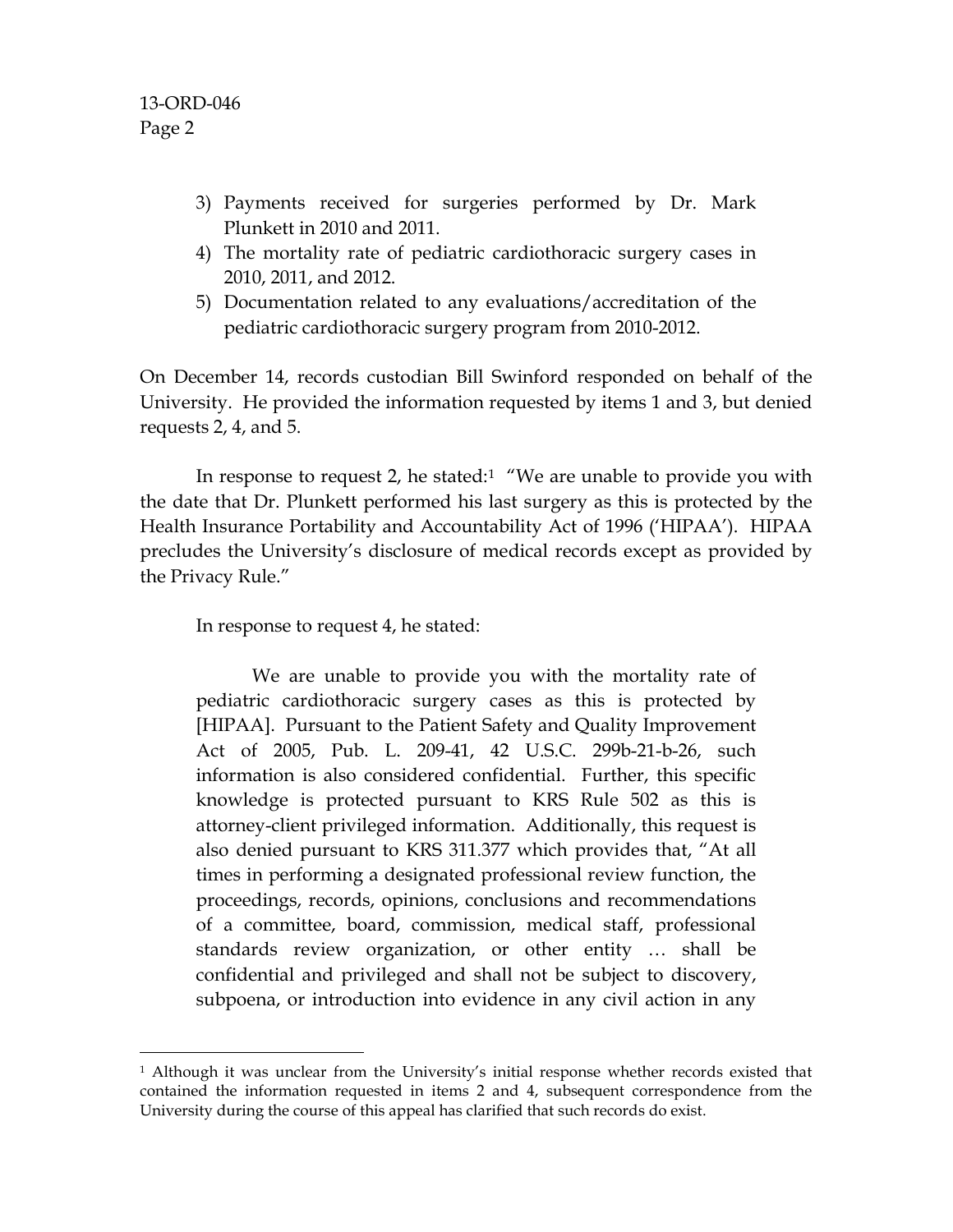3) Payments received for surgeries performed by Dr. Mark Plunkett in 2010 and 2011.
4) The mortality rate of pediatric cardiothoracic surgery cases in 2010, 2011, and 2012.
5) Documentation related to any evaluations/accreditation of the pediatric cardiothoracic surgery program from 2010-2012.

On December 14, records custodian Bill Swinford responded on behalf of the University. He provided the information requested by items 1 and 3, but denied requests 2, 4, and 5.

In response to request 2, he stated:[1] "We are unable to provide you with the date that Dr. Plunkett performed his last surgery as this is protected by the Health Insurance Portability and Accountability Act of 1996 ('HIPAA'). HIPAA precludes the University's disclosure of medical records except as provided by the Privacy Rule."

In response to request 4, he stated:

> We are unable to provide you with the mortality rate of pediatric cardiothoracic surgery cases as this is protected by [HIPAA]. Pursuant to the Patient Safety and Quality Improvement Act of 2005, Pub. L. 209-41, 42 U.S.C. 299b-21-b-26, such information is also considered confidential. Further, this specific knowledge is protected pursuant to KRS Rule 502 as this is attorney-client privileged information. Additionally, this request is also denied pursuant to KRS 311.377 which provides that, "At all times in performing a designated professional review function, the proceedings, records, opinions, conclusions and recommendations of a committee, board, commission, medical staff, professional standards review organization, or other entity … shall be confidential and privileged and shall not be subject to discovery, subpoena, or introduction into evidence in any civil action in any

[1] Although it was unclear from the University's initial response whether records existed that contained the information requested in items 2 and 4, subsequent correspondence from the University during the course of this appeal has clarified that such records do exist.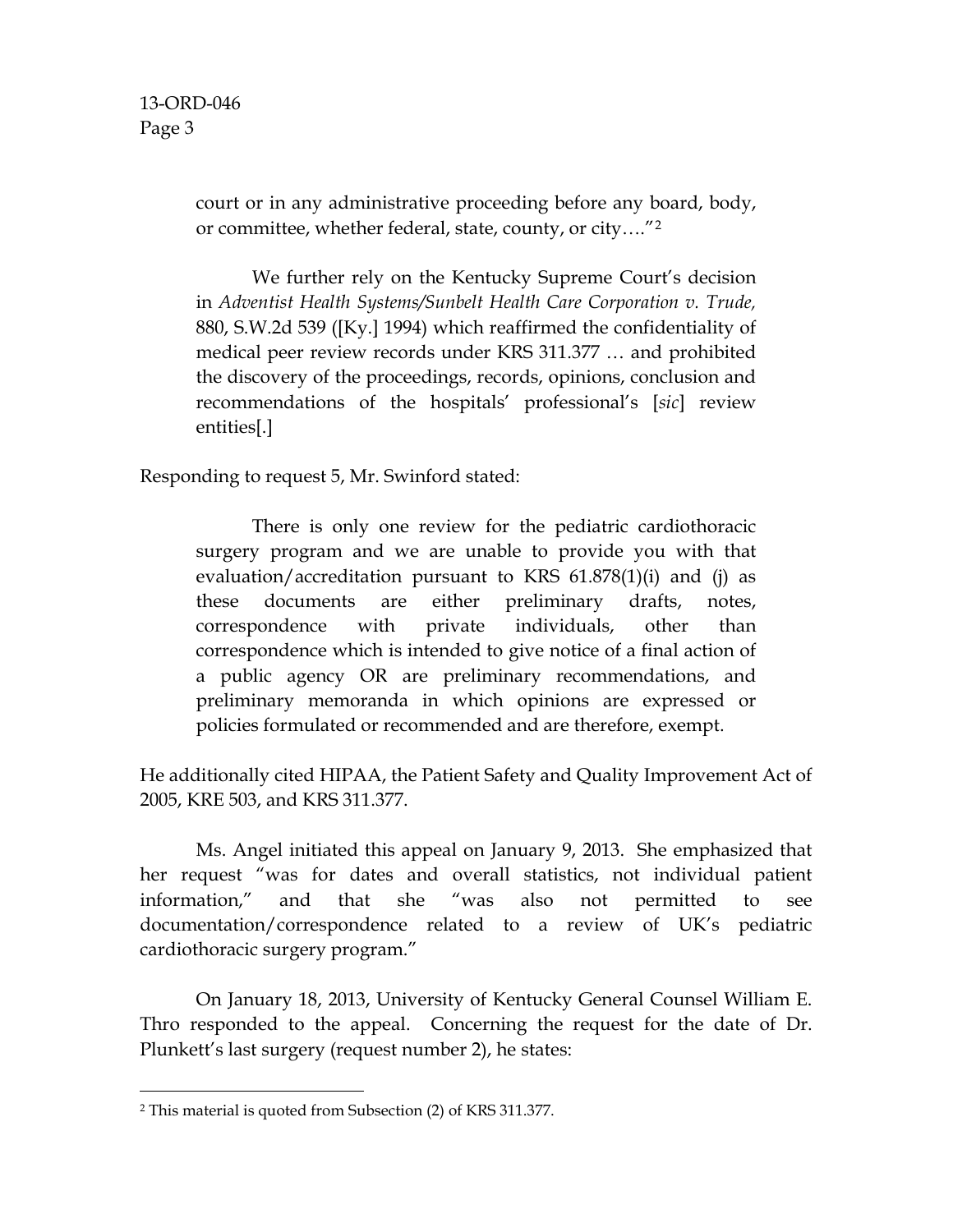> court or in any administrative proceeding before any board, body, or committee, whether federal, state, county, or city…."[2]
>
> We further rely on the Kentucky Supreme Court's decision in *Adventist Health Systems/Sunbelt Health Care Corporation v. Trude,* 880, S.W.2d 539 ([Ky.] 1994) which reaffirmed the confidentiality of medical peer review records under KRS 311.377 … and prohibited the discovery of the proceedings, records, opinions, conclusion and recommendations of the hospitals' professional's [*sic*] review entities[.]

Responding to request 5, Mr. Swinford stated:

> There is only one review for the pediatric cardiothoracic surgery program and we are unable to provide you with that evaluation/accreditation pursuant to KRS 61.878(1)(i) and (j) as these documents are either preliminary drafts, notes, correspondence with private individuals, other than correspondence which is intended to give notice of a final action of a public agency OR are preliminary recommendations, and preliminary memoranda in which opinions are expressed or policies formulated or recommended and are therefore, exempt.

He additionally cited HIPAA, the Patient Safety and Quality Improvement Act of 2005, KRE 503, and KRS 311.377.

Ms. Angel initiated this appeal on January 9, 2013. She emphasized that her request "was for dates and overall statistics, not individual patient information," and that she "was also not permitted to see documentation/correspondence related to a review of UK's pediatric cardiothoracic surgery program."

On January 18, 2013, University of Kentucky General Counsel William E. Thro responded to the appeal. Concerning the request for the date of Dr. Plunkett's last surgery (request number 2), he states:

---

[2] This material is quoted from Subsection (2) of KRS 311.377.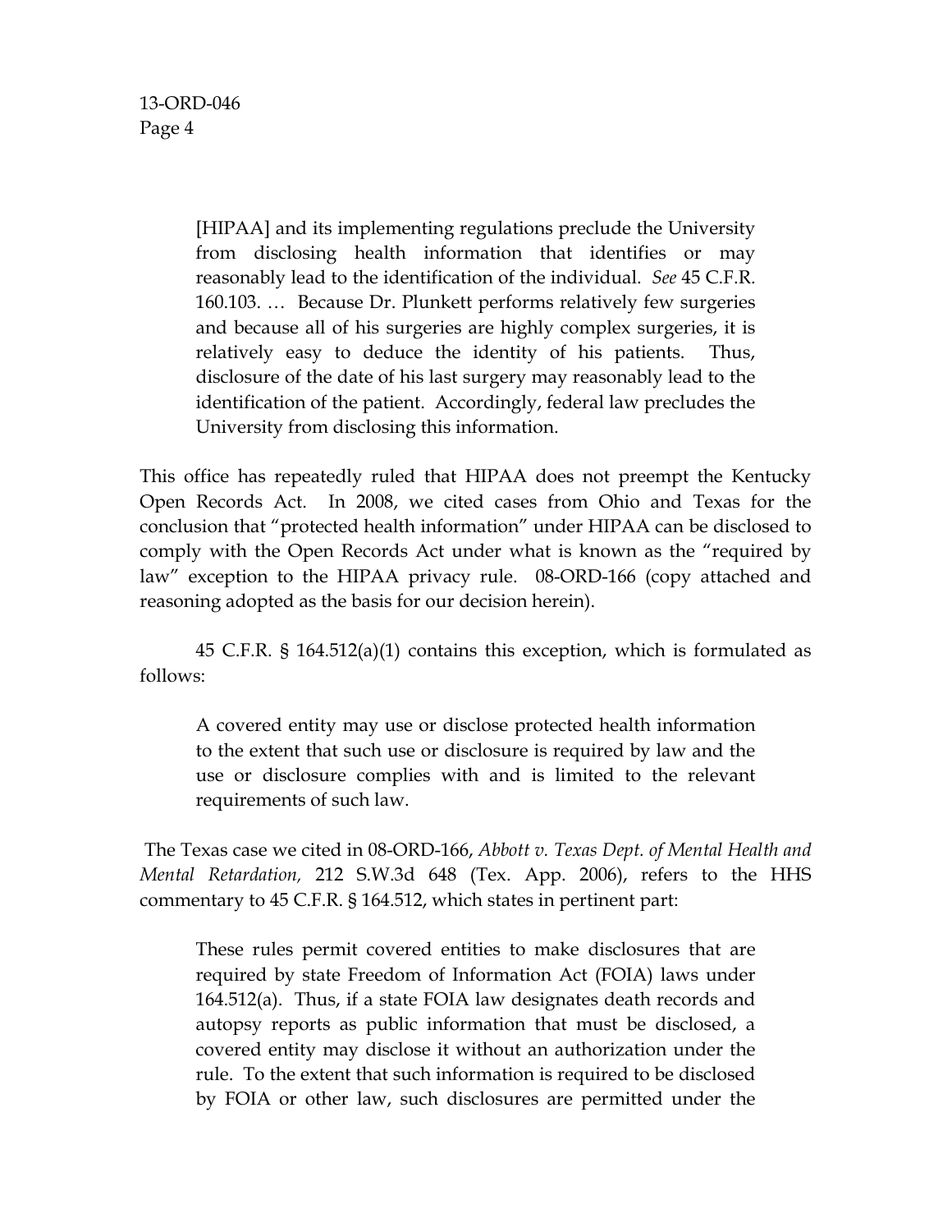> [HIPAA] and its implementing regulations preclude the University from disclosing health information that identifies or may reasonably lead to the identification of the individual. *See* 45 C.F.R. 160.103. … Because Dr. Plunkett performs relatively few surgeries and because all of his surgeries are highly complex surgeries, it is relatively easy to deduce the identity of his patients. Thus, disclosure of the date of his last surgery may reasonably lead to the identification of the patient. Accordingly, federal law precludes the University from disclosing this information.

This office has repeatedly ruled that HIPAA does not preempt the Kentucky Open Records Act. In 2008, we cited cases from Ohio and Texas for the conclusion that "protected health information" under HIPAA can be disclosed to comply with the Open Records Act under what is known as the "required by law" exception to the HIPAA privacy rule. 08-ORD-166 (copy attached and reasoning adopted as the basis for our decision herein).

45 C.F.R. § 164.512(a)(1) contains this exception, which is formulated as follows:

> A covered entity may use or disclose protected health information to the extent that such use or disclosure is required by law and the use or disclosure complies with and is limited to the relevant requirements of such law.

The Texas case we cited in 08-ORD-166, *Abbott v. Texas Dept. of Mental Health and Mental Retardation,* 212 S.W.3d 648 (Tex. App. 2006), refers to the HHS commentary to 45 C.F.R. § 164.512, which states in pertinent part:

> These rules permit covered entities to make disclosures that are required by state Freedom of Information Act (FOIA) laws under 164.512(a). Thus, if a state FOIA law designates death records and autopsy reports as public information that must be disclosed, a covered entity may disclose it without an authorization under the rule. To the extent that such information is required to be disclosed by FOIA or other law, such disclosures are permitted under the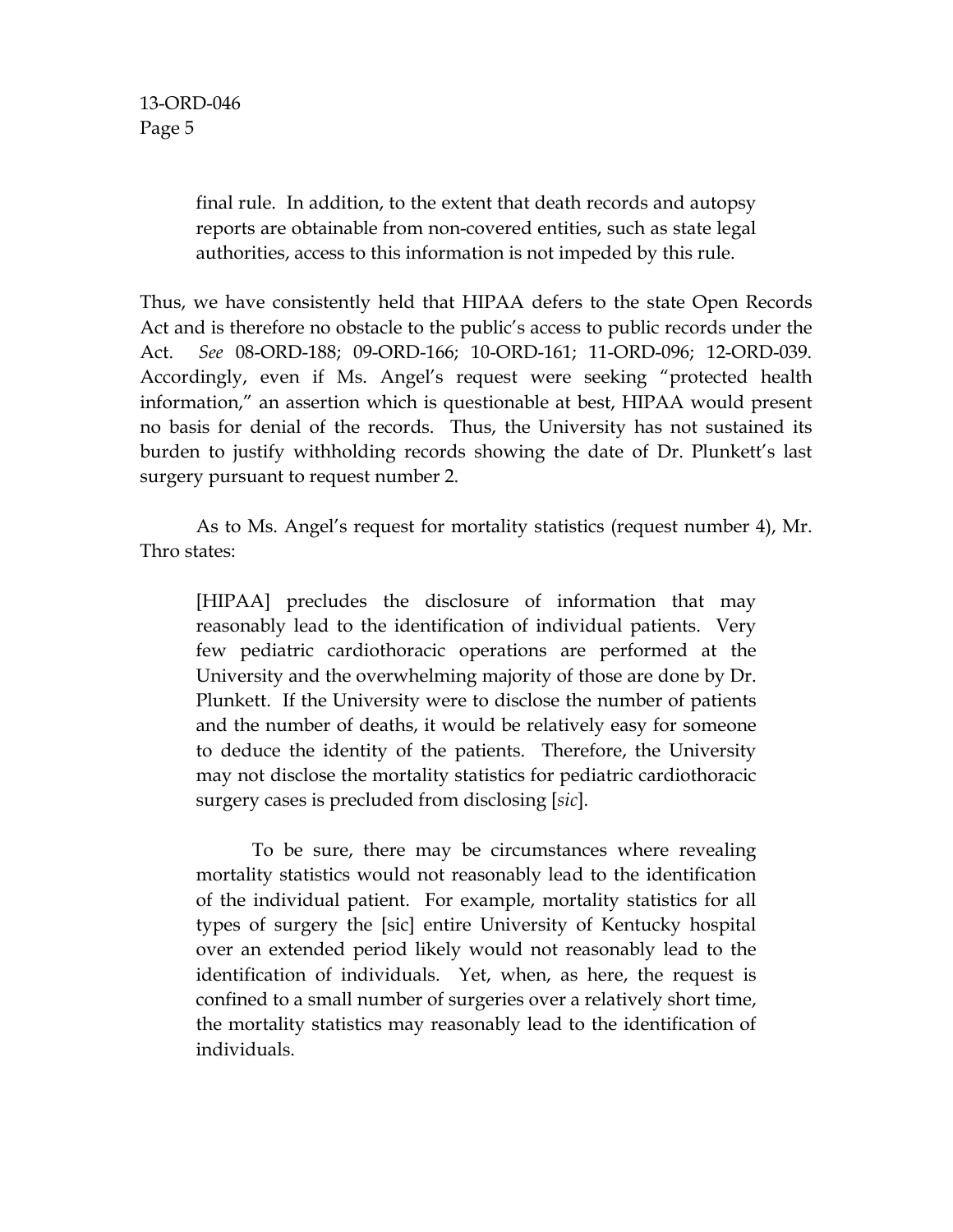> final rule. In addition, to the extent that death records and autopsy reports are obtainable from non-covered entities, such as state legal authorities, access to this information is not impeded by this rule.

Thus, we have consistently held that HIPAA defers to the state Open Records Act and is therefore no obstacle to the public's access to public records under the Act. *See* 08-ORD-188; 09-ORD-166; 10-ORD-161; 11-ORD-096; 12-ORD-039. Accordingly, even if Ms. Angel's request were seeking "protected health information," an assertion which is questionable at best, HIPAA would present no basis for denial of the records. Thus, the University has not sustained its burden to justify withholding records showing the date of Dr. Plunkett's last surgery pursuant to request number 2.

As to Ms. Angel's request for mortality statistics (request number 4), Mr. Thro states:

> [HIPAA] precludes the disclosure of information that may reasonably lead to the identification of individual patients. Very few pediatric cardiothoracic operations are performed at the University and the overwhelming majority of those are done by Dr. Plunkett. If the University were to disclose the number of patients and the number of deaths, it would be relatively easy for someone to deduce the identity of the patients. Therefore, the University may not disclose the mortality statistics for pediatric cardiothoracic surgery cases is precluded from disclosing [*sic*].
>
> To be sure, there may be circumstances where revealing mortality statistics would not reasonably lead to the identification of the individual patient. For example, mortality statistics for all types of surgery the [sic] entire University of Kentucky hospital over an extended period likely would not reasonably lead to the identification of individuals. Yet, when, as here, the request is confined to a small number of surgeries over a relatively short time, the mortality statistics may reasonably lead to the identification of individuals.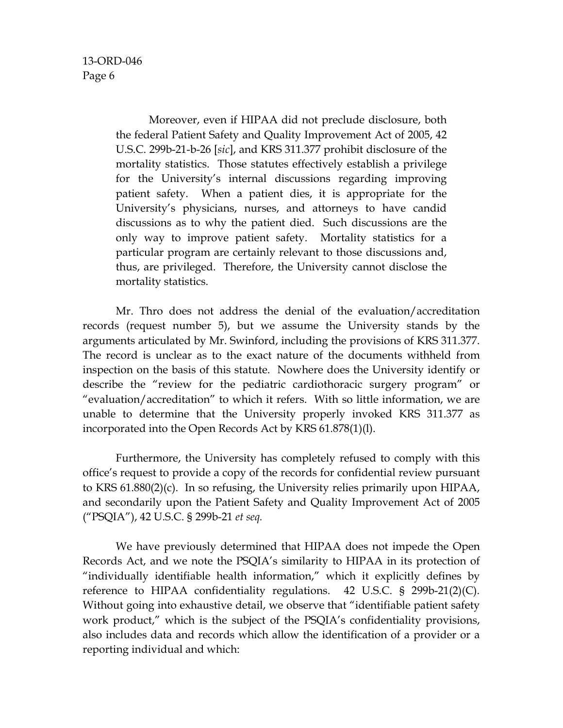> Moreover, even if HIPAA did not preclude disclosure, both the federal Patient Safety and Quality Improvement Act of 2005, 42 U.S.C. 299b-21-b-26 [*sic*], and KRS 311.377 prohibit disclosure of the mortality statistics. Those statutes effectively establish a privilege for the University's internal discussions regarding improving patient safety. When a patient dies, it is appropriate for the University's physicians, nurses, and attorneys to have candid discussions as to why the patient died. Such discussions are the only way to improve patient safety. Mortality statistics for a particular program are certainly relevant to those discussions and, thus, are privileged. Therefore, the University cannot disclose the mortality statistics.

Mr. Thro does not address the denial of the evaluation/accreditation records (request number 5), but we assume the University stands by the arguments articulated by Mr. Swinford, including the provisions of KRS 311.377. The record is unclear as to the exact nature of the documents withheld from inspection on the basis of this statute. Nowhere does the University identify or describe the "review for the pediatric cardiothoracic surgery program" or "evaluation/accreditation" to which it refers. With so little information, we are unable to determine that the University properly invoked KRS 311.377 as incorporated into the Open Records Act by KRS 61.878(1)(l).

Furthermore, the University has completely refused to comply with this office's request to provide a copy of the records for confidential review pursuant to KRS 61.880(2)(c). In so refusing, the University relies primarily upon HIPAA, and secondarily upon the Patient Safety and Quality Improvement Act of 2005 ("PSQIA"), 42 U.S.C. § 299b-21 *et seq.*

We have previously determined that HIPAA does not impede the Open Records Act, and we note the PSQIA's similarity to HIPAA in its protection of "individually identifiable health information," which it explicitly defines by reference to HIPAA confidentiality regulations. 42 U.S.C. § 299b-21(2)(C). Without going into exhaustive detail, we observe that "identifiable patient safety work product," which is the subject of the PSQIA's confidentiality provisions, also includes data and records which allow the identification of a provider or a reporting individual and which: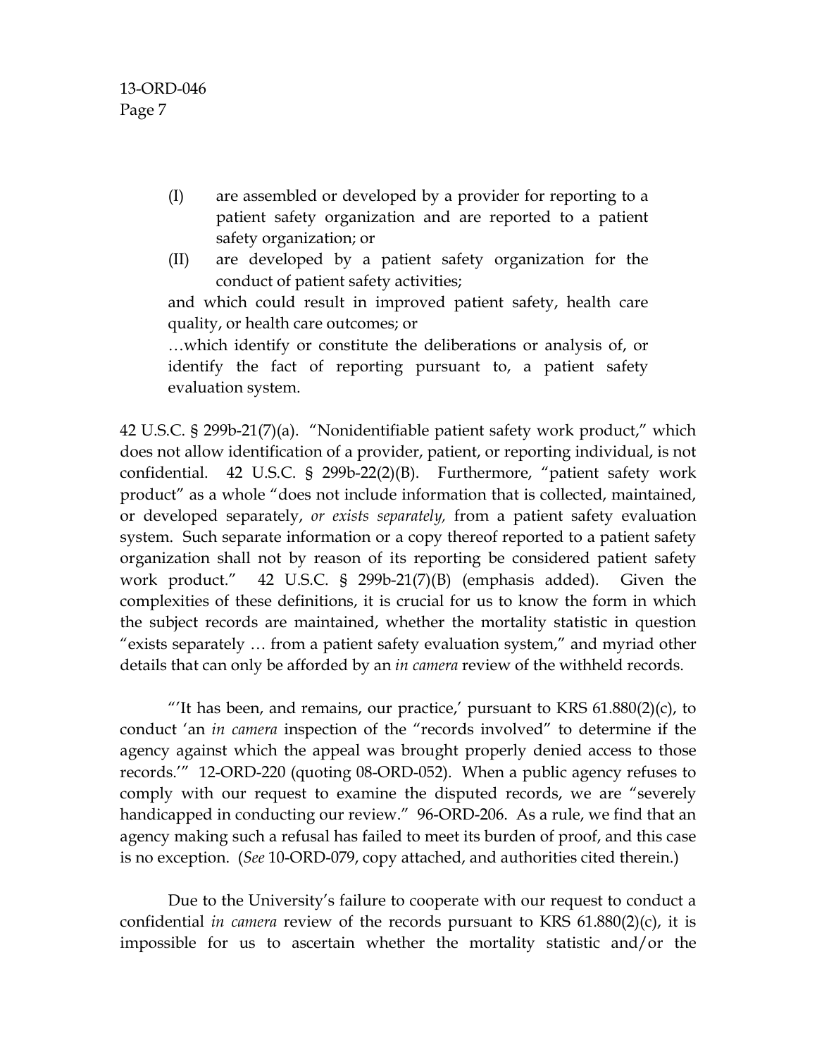> (I) are assembled or developed by a provider for reporting to a patient safety organization and are reported to a patient safety organization; or
>
> (II) are developed by a patient safety organization for the conduct of patient safety activities;
>
> and which could result in improved patient safety, health care quality, or health care outcomes; or
>
> …which identify or constitute the deliberations or analysis of, or identify the fact of reporting pursuant to, a patient safety evaluation system.

42 U.S.C. § 299b-21(7)(a). "Nonidentifiable patient safety work product," which does not allow identification of a provider, patient, or reporting individual, is not confidential. 42 U.S.C. § 299b-22(2)(B). Furthermore, "patient safety work product" as a whole "does not include information that is collected, maintained, or developed separately, *or exists separately,* from a patient safety evaluation system. Such separate information or a copy thereof reported to a patient safety organization shall not by reason of its reporting be considered patient safety work product." 42 U.S.C. § 299b-21(7)(B) (emphasis added). Given the complexities of these definitions, it is crucial for us to know the form in which the subject records are maintained, whether the mortality statistic in question "exists separately … from a patient safety evaluation system," and myriad other details that can only be afforded by an *in camera* review of the withheld records.

"'It has been, and remains, our practice,' pursuant to KRS 61.880(2)(c), to conduct 'an *in camera* inspection of the "records involved" to determine if the agency against which the appeal was brought properly denied access to those records.'" 12-ORD-220 (quoting 08-ORD-052). When a public agency refuses to comply with our request to examine the disputed records, we are "severely handicapped in conducting our review." 96-ORD-206. As a rule, we find that an agency making such a refusal has failed to meet its burden of proof, and this case is no exception. (*See* 10-ORD-079, copy attached, and authorities cited therein.)

Due to the University's failure to cooperate with our request to conduct a confidential *in camera* review of the records pursuant to KRS 61.880(2)(c), it is impossible for us to ascertain whether the mortality statistic and/or the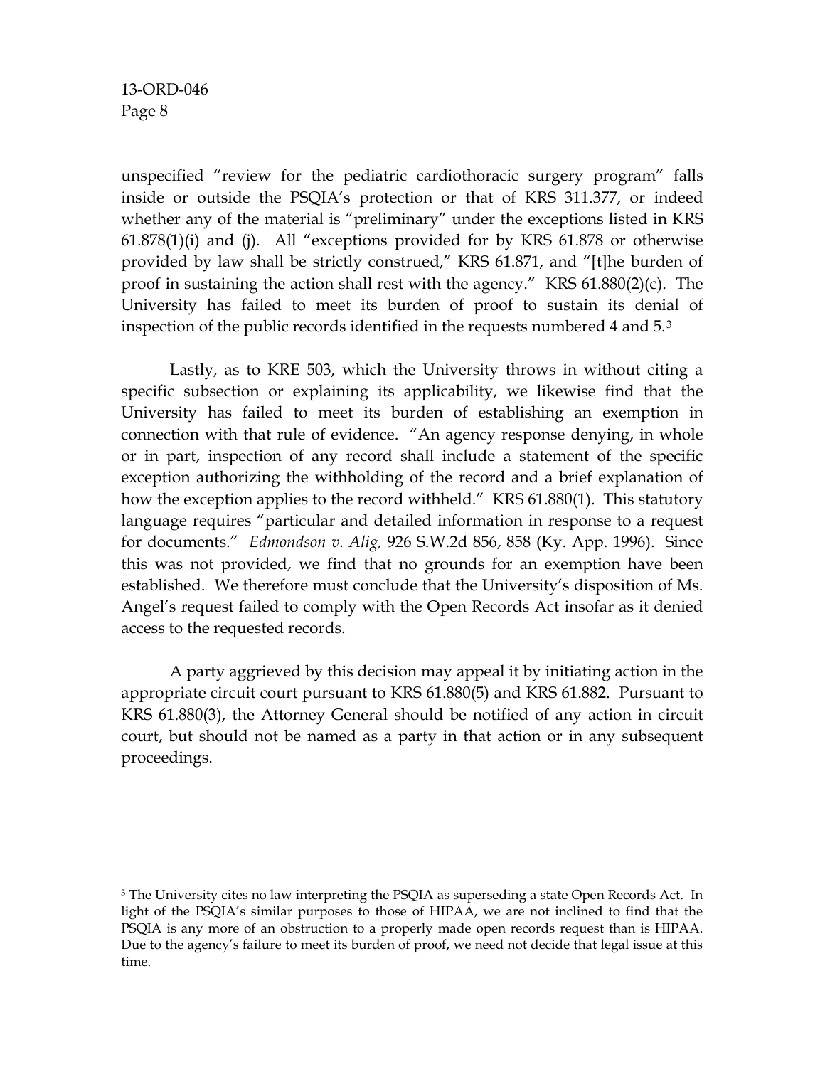unspecified "review for the pediatric cardiothoracic surgery program" falls inside or outside the PSQIA's protection or that of KRS 311.377, or indeed whether any of the material is "preliminary" under the exceptions listed in KRS 61.878(1)(i) and (j). All "exceptions provided for by KRS 61.878 or otherwise provided by law shall be strictly construed," KRS 61.871, and "[t]he burden of proof in sustaining the action shall rest with the agency." KRS 61.880(2)(c). The University has failed to meet its burden of proof to sustain its denial of inspection of the public records identified in the requests numbered 4 and 5.[3]

Lastly, as to KRE 503, which the University throws in without citing a specific subsection or explaining its applicability, we likewise find that the University has failed to meet its burden of establishing an exemption in connection with that rule of evidence. "An agency response denying, in whole or in part, inspection of any record shall include a statement of the specific exception authorizing the withholding of the record and a brief explanation of how the exception applies to the record withheld." KRS 61.880(1). This statutory language requires "particular and detailed information in response to a request for documents." *Edmondson v. Alig,* 926 S.W.2d 856, 858 (Ky. App. 1996). Since this was not provided, we find that no grounds for an exemption have been established. We therefore must conclude that the University's disposition of Ms. Angel's request failed to comply with the Open Records Act insofar as it denied access to the requested records.

A party aggrieved by this decision may appeal it by initiating action in the appropriate circuit court pursuant to KRS 61.880(5) and KRS 61.882. Pursuant to KRS 61.880(3), the Attorney General should be notified of any action in circuit court, but should not be named as a party in that action or in any subsequent proceedings.

---

[3] The University cites no law interpreting the PSQIA as superseding a state Open Records Act. In light of the PSQIA's similar purposes to those of HIPAA, we are not inclined to find that the PSQIA is any more of an obstruction to a properly made open records request than is HIPAA. Due to the agency's failure to meet its burden of proof, we need not decide that legal issue at this time.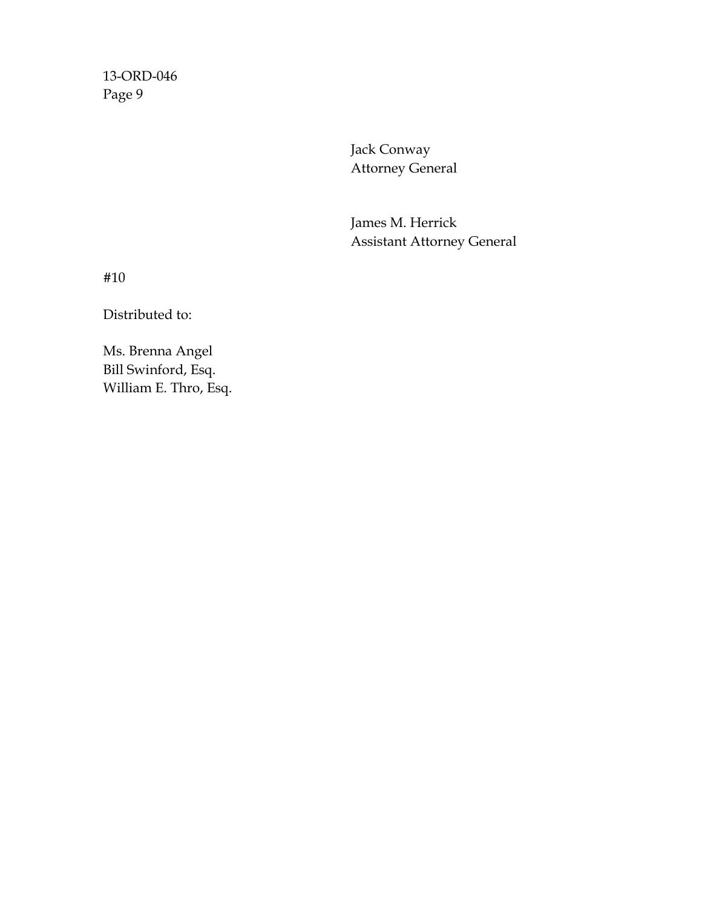Jack Conway
Attorney General

James M. Herrick
Assistant Attorney General

#10

Distributed to:

Ms. Brenna Angel
Bill Swinford, Esq.
William E. Thro, Esq.